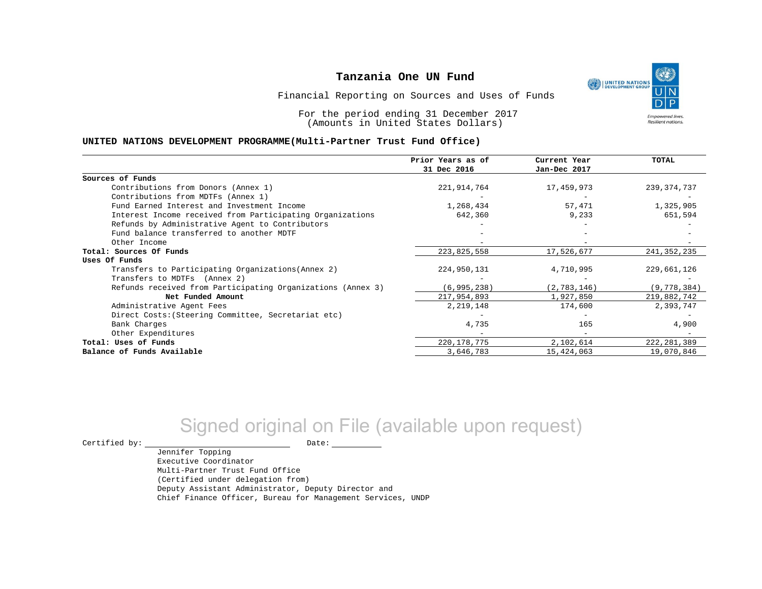# Tanzania One UN Fund

Financial Reporting on Sources and Uses of Funds

For the period ending 31 December 2017
(Amounts in United States Dollars)

## UNITED NATIONS DEVELOPMENT PROGRAMME(Multi-Partner Trust Fund Office)

| | Prior Years as of 31 Dec 2016 | Current Year Jan-Dec 2017 | TOTAL |
|---|---|---|---|
| **Sources of Funds** | | | |
| Contributions from Donors (Annex 1) | 221,914,764 | 17,459,973 | 239,374,737 |
| Contributions from MDTFs (Annex 1) | - | - | - |
| Fund Earned Interest and Investment Income | 1,268,434 | 57,471 | 1,325,905 |
| Interest Income received from Participating Organizations | 642,360 | 9,233 | 651,594 |
| Refunds by Administrative Agent to Contributors | - | - | - |
| Fund balance transferred to another MDTF | - | - | - |
| Other Income | - | - | - |
| **Total: Sources Of Funds** | 223,825,558 | 17,526,677 | 241,352,235 |
| **Uses Of Funds** | | | |
| Transfers to Participating Organizations(Annex 2) | 224,950,131 | 4,710,995 | 229,661,126 |
| Transfers to MDTFs (Annex 2) | - | - | - |
| Refunds received from Participating Organizations (Annex 3) | (6,995,238) | (2,783,146) | (9,778,384) |
| **Net Funded Amount** | 217,954,893 | 1,927,850 | 219,882,742 |
| Administrative Agent Fees | 2,219,148 | 174,600 | 2,393,747 |
| Direct Costs:(Steering Committee, Secretariat etc) | - | - | - |
| Bank Charges | 4,735 | 165 | 4,900 |
| Other Expenditures | - | - | - |
| **Total: Uses of Funds** | 220,178,775 | 2,102,614 | 222,281,389 |
| **Balance of Funds Available** | 3,646,783 | 15,424,063 | 19,070,846 |

Signed original on File (available upon request)

Certified by: \_\_\_\_\_\_\_\_\_\_\_\_\_\_\_\_\_\_\_\_ Date: \_\_\_\_\_\_\_\_\_\_

Jennifer Topping
Executive Coordinator
Multi-Partner Trust Fund Office
(Certified under delegation from)
Deputy Assistant Administrator, Deputy Director and
Chief Finance Officer, Bureau for Management Services, UNDP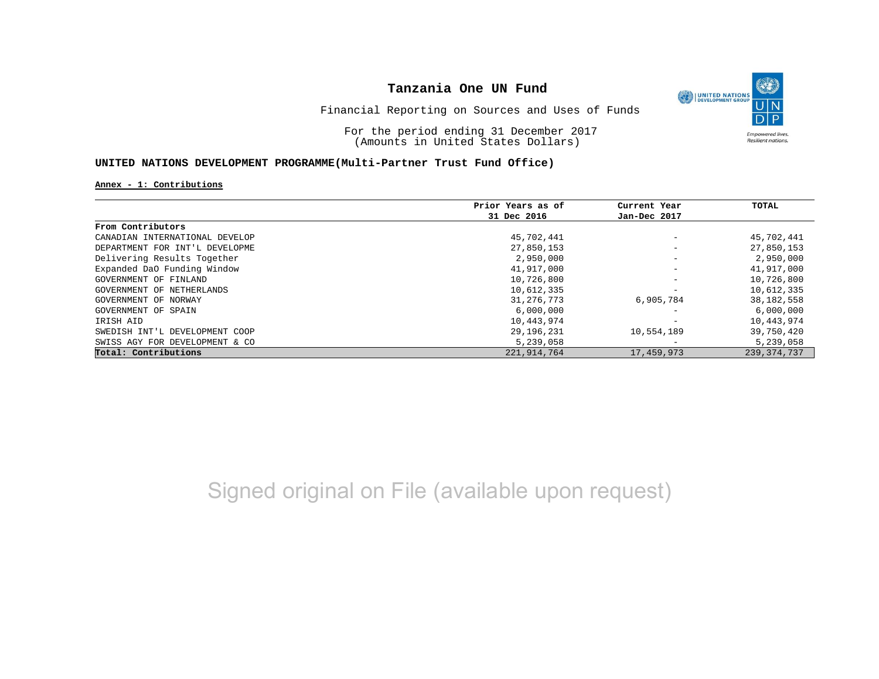# Tanzania One UN Fund

Financial Reporting on Sources and Uses of Funds

For the period ending 31 December 2017
(Amounts in United States Dollars)

**UNITED NATIONS DEVELOPMENT PROGRAMME(Multi-Partner Trust Fund Office)**

**Annex - 1: Contributions**

| | Prior Years as of 31 Dec 2016 | Current Year Jan-Dec 2017 | TOTAL |
|---|---|---|---|
| **From Contributors** | | | |
| CANADIAN INTERNATIONAL DEVELOP | 45,702,441 | - | 45,702,441 |
| DEPARTMENT FOR INT'L DEVELOPME | 27,850,153 | - | 27,850,153 |
| Delivering Results Together | 2,950,000 | - | 2,950,000 |
| Expanded DaO Funding Window | 41,917,000 | - | 41,917,000 |
| GOVERNMENT OF FINLAND | 10,726,800 | - | 10,726,800 |
| GOVERNMENT OF NETHERLANDS | 10,612,335 | - | 10,612,335 |
| GOVERNMENT OF NORWAY | 31,276,773 | 6,905,784 | 38,182,558 |
| GOVERNMENT OF SPAIN | 6,000,000 | - | 6,000,000 |
| IRISH AID | 10,443,974 | - | 10,443,974 |
| SWEDISH INT'L DEVELOPMENT COOP | 29,196,231 | 10,554,189 | 39,750,420 |
| SWISS AGY FOR DEVELOPMENT & CO | 5,239,058 | - | 5,239,058 |
| **Total: Contributions** | 221,914,764 | 17,459,973 | 239,374,737 |

Signed original on File (available upon request)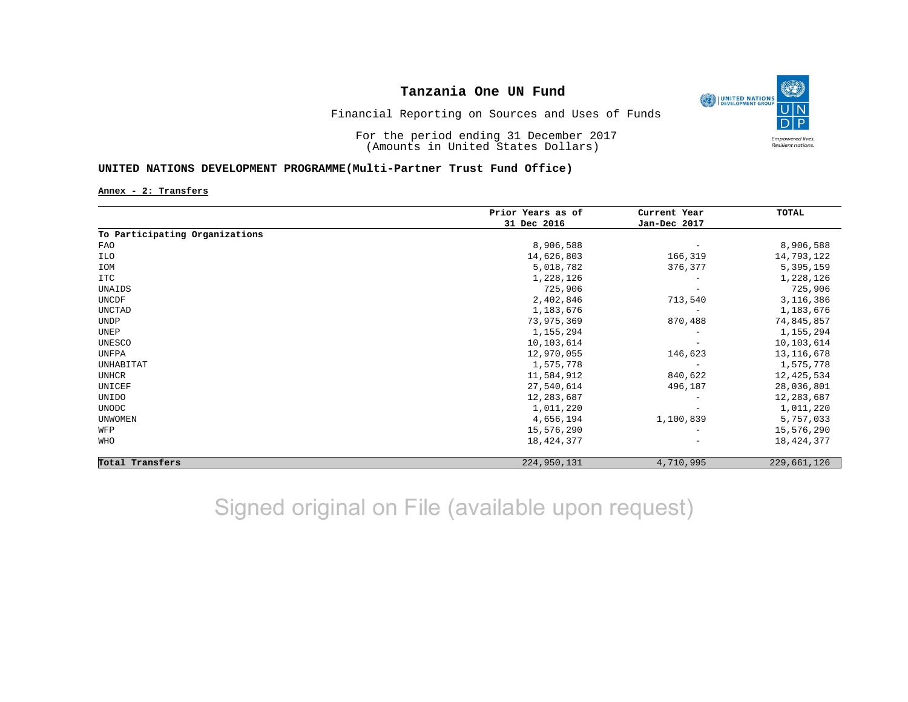# Tanzania One UN Fund

Financial Reporting on Sources and Uses of Funds

For the period ending 31 December 2017
(Amounts in United States Dollars)

## UNITED NATIONS DEVELOPMENT PROGRAMME(Multi-Partner Trust Fund Office)

**Annex - 2: Transfers**

| | Prior Years as of 31 Dec 2016 | Current Year Jan-Dec 2017 | TOTAL |
|---|---|---|---|
| **To Participating Organizations** | | | |
| FAO | 8,906,588 | - | 8,906,588 |
| ILO | 14,626,803 | 166,319 | 14,793,122 |
| IOM | 5,018,782 | 376,377 | 5,395,159 |
| ITC | 1,228,126 | - | 1,228,126 |
| UNAIDS | 725,906 | - | 725,906 |
| UNCDF | 2,402,846 | 713,540 | 3,116,386 |
| UNCTAD | 1,183,676 | - | 1,183,676 |
| UNDP | 73,975,369 | 870,488 | 74,845,857 |
| UNEP | 1,155,294 | - | 1,155,294 |
| UNESCO | 10,103,614 | - | 10,103,614 |
| UNFPA | 12,970,055 | 146,623 | 13,116,678 |
| UNHABITAT | 1,575,778 | - | 1,575,778 |
| UNHCR | 11,584,912 | 840,622 | 12,425,534 |
| UNICEF | 27,540,614 | 496,187 | 28,036,801 |
| UNIDO | 12,283,687 | - | 12,283,687 |
| UNODC | 1,011,220 | - | 1,011,220 |
| UNWOMEN | 4,656,194 | 1,100,839 | 5,757,033 |
| WFP | 15,576,290 | - | 15,576,290 |
| WHO | 18,424,377 | - | 18,424,377 |
| **Total Transfers** | 224,950,131 | 4,710,995 | 229,661,126 |

Signed original on File (available upon request)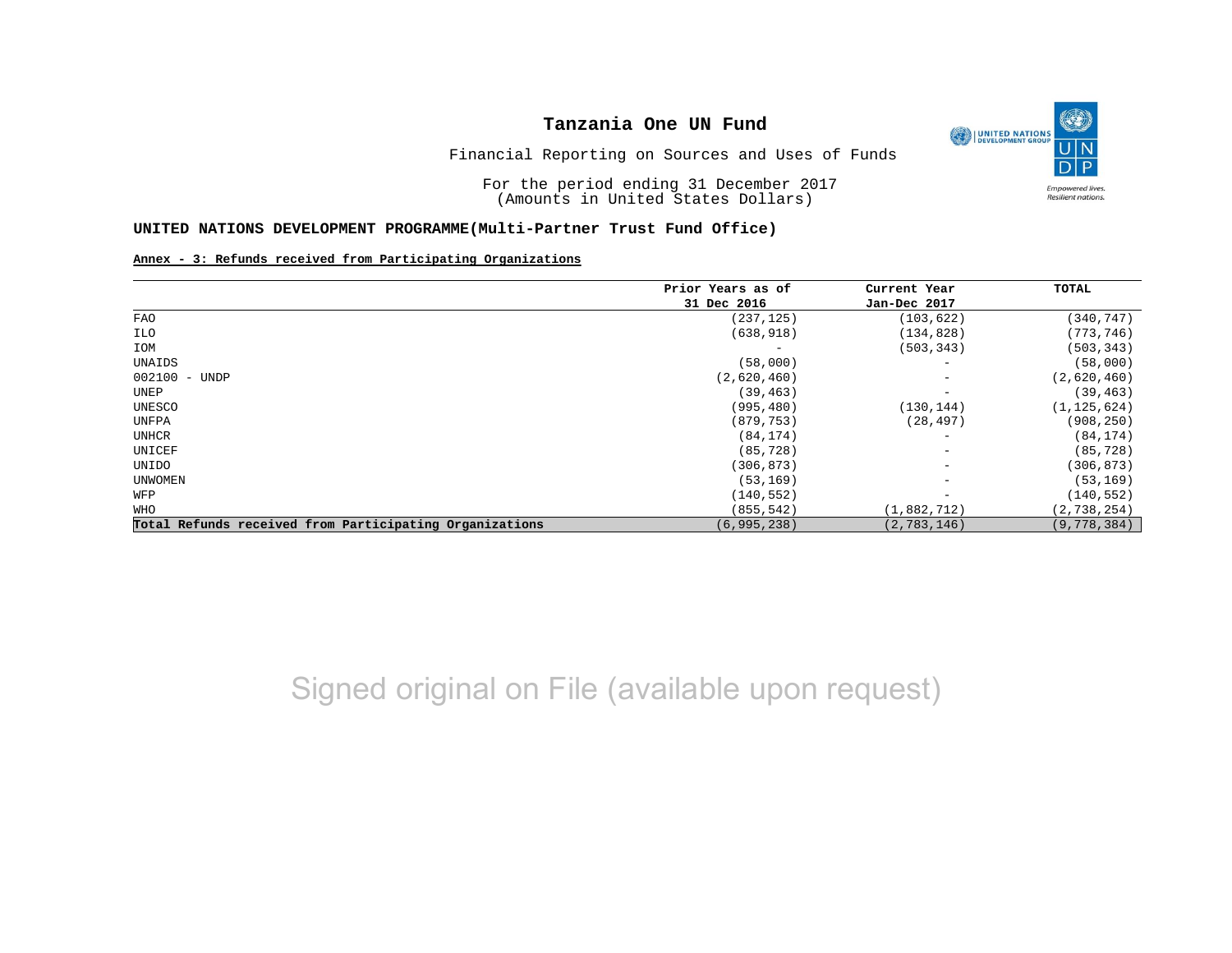# Tanzania One UN Fund

Financial Reporting on Sources and Uses of Funds

For the period ending 31 December 2017
(Amounts in United States Dollars)

**UNITED NATIONS DEVELOPMENT PROGRAMME(Multi-Partner Trust Fund Office)**

**Annex - 3: Refunds received from Participating Organizations**

| | Prior Years as of 31 Dec 2016 | Current Year Jan-Dec 2017 | TOTAL |
|---|---|---|---|
| FAO | (237,125) | (103,622) | (340,747) |
| ILO | (638,918) | (134,828) | (773,746) |
| IOM | - | (503,343) | (503,343) |
| UNAIDS | (58,000) | - | (58,000) |
| 002100 - UNDP | (2,620,460) | - | (2,620,460) |
| UNEP | (39,463) | - | (39,463) |
| UNESCO | (995,480) | (130,144) | (1,125,624) |
| UNFPA | (879,753) | (28,497) | (908,250) |
| UNHCR | (84,174) | - | (84,174) |
| UNICEF | (85,728) | - | (85,728) |
| UNIDO | (306,873) | - | (306,873) |
| UNWOMEN | (53,169) | - | (53,169) |
| WFP | (140,552) | - | (140,552) |
| WHO | (855,542) | (1,882,712) | (2,738,254) |
| **Total Refunds received from Participating Organizations** | (6,995,238) | (2,783,146) | (9,778,384) |

Signed original on File (available upon request)